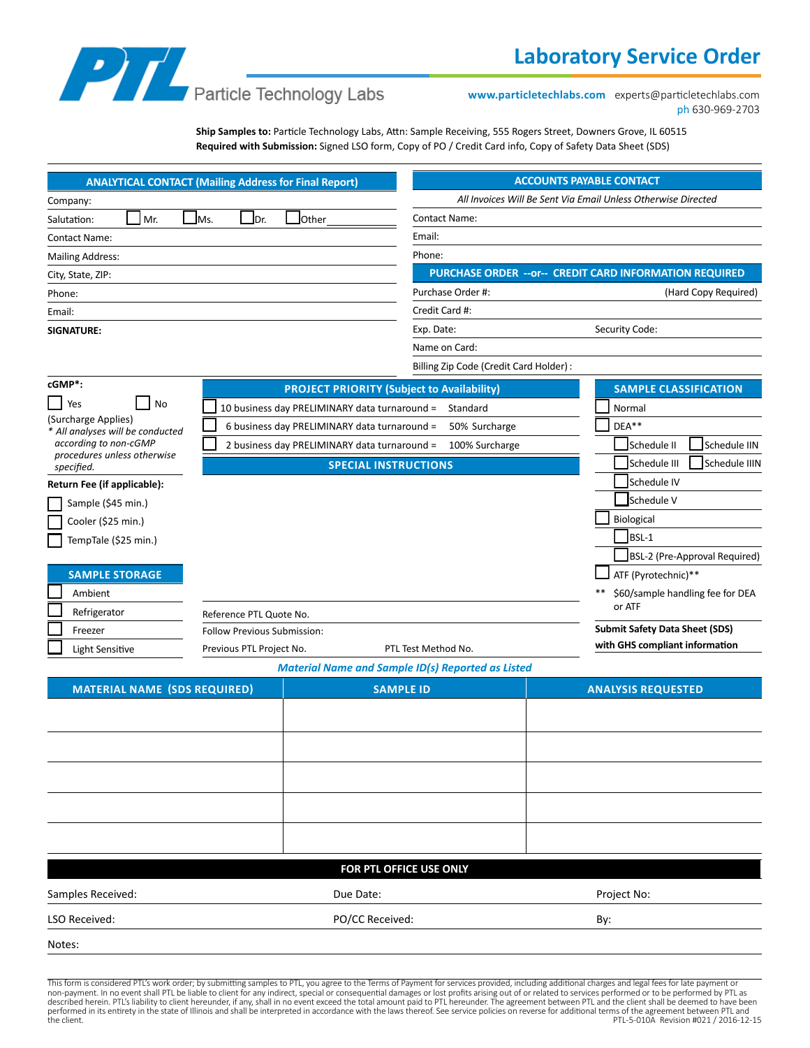# Laboratory Service Order

**PTL** Particle Technology Labs

**www.particletechlabs.com** experts@particletechlabs.com
ph 630-969-2703

**Ship Samples to:** Particle Technology Labs, Attn: Sample Receiving, 555 Rogers Street, Downers Grove, IL 60515
**Required with Submission:** Signed LSO form, Copy of PO / Credit Card info, Copy of Safety Data Sheet (SDS)

## ANALYTICAL CONTACT (Mailing Address for Final Report)

Company:

Salutation: ☐ Mr. ☐ Ms. ☐ Dr. ☐ Other______

Contact Name:

Mailing Address:

City, State, ZIP:

Phone:

Email:

**SIGNATURE:**

## ACCOUNTS PAYABLE CONTACT

*All Invoices Will Be Sent Via Email Unless Otherwise Directed*

Contact Name:

Email:

Phone:

## PURCHASE ORDER --or-- CREDIT CARD INFORMATION REQUIRED

Purchase Order #: (Hard Copy Required)

Credit Card #:

Exp. Date: Security Code:

Name on Card:

Billing Zip Code (Credit Card Holder) :

**cGMP*:**

☐ Yes ☐ No

(Surcharge Applies)

*\* All analyses will be conducted according to non-cGMP procedures unless otherwise specified.*

**Return Fee (if applicable):**

☐ Sample ($45 min.)
☐ Cooler ($25 min.)
☐ TempTale ($25 min.)

## SAMPLE STORAGE

☐ Ambient
☐ Refrigerator
☐ Freezer
☐ Light Sensitive

## PROJECT PRIORITY (Subject to Availability)

☐ 10 business day PRELIMINARY data turnaround = Standard
☐ 6 business day PRELIMINARY data turnaround = 50% Surcharge
☐ 2 business day PRELIMINARY data turnaround = 100% Surcharge

## SPECIAL INSTRUCTIONS

Reference PTL Quote No.

Follow Previous Submission:

Previous PTL Project No. PTL Test Method No.

## SAMPLE CLASSIFICATION

☐ Normal
☐ DEA**
- ☐ Schedule II ☐ Schedule IIN
- ☐ Schedule III ☐ Schedule IIIN
- ☐ Schedule IV
- ☐ Schedule V

☐ Biological
- ☐ BSL-1
- ☐ BSL-2 (Pre-Approval Required)

☐ ATF (Pyrotechnic)**

** $60/sample handling fee for DEA or ATF

**Submit Safety Data Sheet (SDS) with GHS compliant information**

*Material Name and Sample ID(s) Reported as Listed*

| MATERIAL NAME (SDS REQUIRED) | SAMPLE ID | ANALYSIS REQUESTED |
|---|---|---|
| | | |
| | | |
| | | |
| | | |
| | | |

## FOR PTL OFFICE USE ONLY

| Samples Received: | Due Date: | Project No: |
|---|---|---|
| LSO Received: | PO/CC Received: | By: |

Notes:

This form is considered PTL's work order; by submitting samples to PTL, you agree to the Terms of Payment for services provided, including additional charges and legal fees for late payment or non-payment. In no event shall PTL be liable to client for any indirect, special or consequential damages or lost profits arising out of or related to services performed or to be performed by PTL as described herein. PTL's liability to client hereunder, if any, shall in no event exceed the total amount paid to PTL hereunder. The agreement between PTL and the client shall be deemed to have been performed in its entirety in the state of Illinois and shall be interpreted in accordance with the laws thereof. See service policies on reverse for additional terms of the agreement between PTL and the client.

PTL-5-010A Revision #021 / 2016-12-15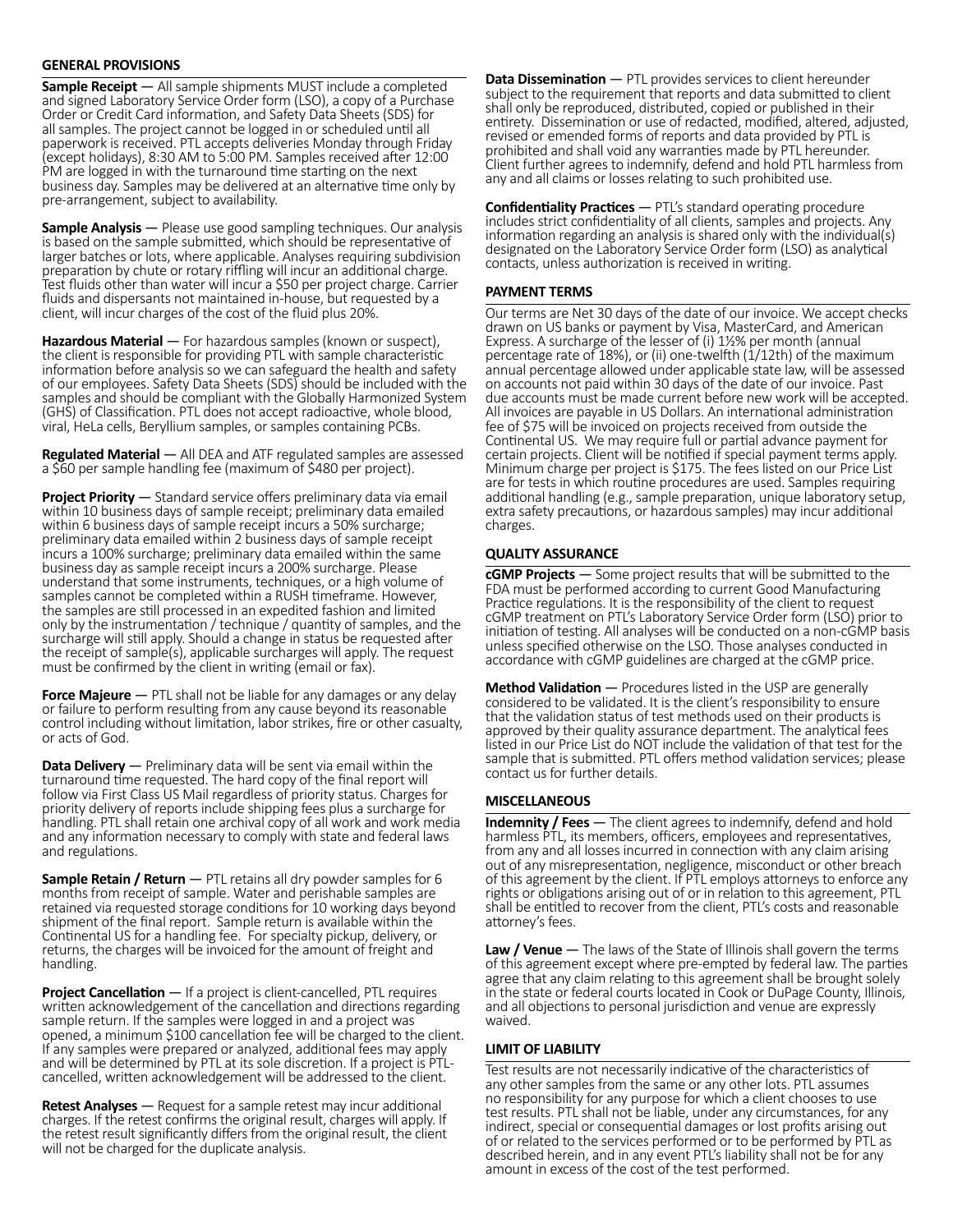## GENERAL PROVISIONS

**Sample Receipt** — All sample shipments MUST include a completed and signed Laboratory Service Order form (LSO), a copy of a Purchase Order or Credit Card information, and Safety Data Sheets (SDS) for all samples. The project cannot be logged in or scheduled until all paperwork is received. PTL accepts deliveries Monday through Friday (except holidays), 8:30 AM to 5:00 PM. Samples received after 12:00 PM are logged in with the turnaround time starting on the next business day. Samples may be delivered at an alternative time only by pre-arrangement, subject to availability.

**Sample Analysis** — Please use good sampling techniques. Our analysis is based on the sample submitted, which should be representative of larger batches or lots, where applicable. Analyses requiring subdivision preparation by chute or rotary riffling will incur an additional charge. Test fluids other than water will incur a $50 per project charge. Carrier fluids and dispersants not maintained in-house, but requested by a client, will incur charges of the cost of the fluid plus 20%.

**Hazardous Material** — For hazardous samples (known or suspect), the client is responsible for providing PTL with sample characteristic information before analysis so we can safeguard the health and safety of our employees. Safety Data Sheets (SDS) should be included with the samples and should be compliant with the Globally Harmonized System (GHS) of Classification. PTL does not accept radioactive, whole blood, viral, HeLa cells, Beryllium samples, or samples containing PCBs.

**Regulated Material** — All DEA and ATF regulated samples are assessed a $60 per sample handling fee (maximum of $480 per project).

**Project Priority** — Standard service offers preliminary data via email within 10 business days of sample receipt; preliminary data emailed within 6 business days of sample receipt incurs a 50% surcharge; preliminary data emailed within 2 business days of sample receipt incurs a 100% surcharge; preliminary data emailed within the same business day as sample receipt incurs a 200% surcharge. Please understand that some instruments, techniques, or a high volume of samples cannot be completed within a RUSH timeframe. However, the samples are still processed in an expedited fashion and limited only by the instrumentation / technique / quantity of samples, and the surcharge will still apply. Should a change in status be requested after the receipt of sample(s), applicable surcharges will apply. The request must be confirmed by the client in writing (email or fax).

**Force Majeure** — PTL shall not be liable for any damages or any delay or failure to perform resulting from any cause beyond its reasonable control including without limitation, labor strikes, fire or other casualty, or acts of God.

**Data Delivery** — Preliminary data will be sent via email within the turnaround time requested. The hard copy of the final report will follow via First Class US Mail regardless of priority status. Charges for priority delivery of reports include shipping fees plus a surcharge for handling. PTL shall retain one archival copy of all work and work media and any information necessary to comply with state and federal laws and regulations.

**Sample Retain / Return** — PTL retains all dry powder samples for 6 months from receipt of sample. Water and perishable samples are retained via requested storage conditions for 10 working days beyond shipment of the final report. Sample return is available within the Continental US for a handling fee. For specialty pickup, delivery, or returns, the charges will be invoiced for the amount of freight and handling.

**Project Cancellation** — If a project is client-cancelled, PTL requires written acknowledgement of the cancellation and directions regarding sample return. If the samples were logged in and a project was opened, a minimum $100 cancellation fee will be charged to the client. If any samples were prepared or analyzed, additional fees may apply and will be determined by PTL at its sole discretion. If a project is PTL-cancelled, written acknowledgement will be addressed to the client.

**Retest Analyses** — Request for a sample retest may incur additional charges. If the retest confirms the original result, charges will apply. If the retest result significantly differs from the original result, the client will not be charged for the duplicate analysis.

**Data Dissemination** — PTL provides services to client hereunder subject to the requirement that reports and data submitted to client shall only be reproduced, distributed, copied or published in their entirety. Dissemination or use of redacted, modified, altered, adjusted, revised or emended forms of reports and data provided by PTL is prohibited and shall void any warranties made by PTL hereunder. Client further agrees to indemnify, defend and hold PTL harmless from any and all claims or losses relating to such prohibited use.

**Confidentiality Practices** — PTL's standard operating procedure includes strict confidentiality of all clients, samples and projects. Any information regarding an analysis is shared only with the individual(s) designated on the Laboratory Service Order form (LSO) as analytical contacts, unless authorization is received in writing.

## PAYMENT TERMS

Our terms are Net 30 days of the date of our invoice. We accept checks drawn on US banks or payment by Visa, MasterCard, and American Express. A surcharge of the lesser of (i) 1½% per month (annual percentage rate of 18%), or (ii) one-twelfth (1/12th) of the maximum annual percentage allowed under applicable state law, will be assessed on accounts not paid within 30 days of the date of our invoice. Past due accounts must be made current before new work will be accepted. All invoices are payable in US Dollars. An international administration fee of $75 will be invoiced on projects received from outside the Continental US. We may require full or partial advance payment for certain projects. Client will be notified if special payment terms apply. Minimum charge per project is $175. The fees listed on our Price List are for tests in which routine procedures are used. Samples requiring additional handling (e.g., sample preparation, unique laboratory setup, extra safety precautions, or hazardous samples) may incur additional charges.

## QUALITY ASSURANCE

**cGMP Projects** — Some project results that will be submitted to the FDA must be performed according to current Good Manufacturing Practice regulations. It is the responsibility of the client to request cGMP treatment on PTL's Laboratory Service Order form (LSO) prior to initiation of testing. All analyses will be conducted on a non-cGMP basis unless specified otherwise on the LSO. Those analyses conducted in accordance with cGMP guidelines are charged at the cGMP price.

**Method Validation** — Procedures listed in the USP are generally considered to be validated. It is the client's responsibility to ensure that the validation status of test methods used on their products is approved by their quality assurance department. The analytical fees listed in our Price List do NOT include the validation of that test for the sample that is submitted. PTL offers method validation services; please contact us for further details.

## MISCELLANEOUS

**Indemnity / Fees** — The client agrees to indemnify, defend and hold harmless PTL, its members, officers, employees and representatives, from any and all losses incurred in connection with any claim arising out of any misrepresentation, negligence, misconduct or other breach of this agreement by the client. If PTL employs attorneys to enforce any rights or obligations arising out of or in relation to this agreement, PTL shall be entitled to recover from the client, PTL's costs and reasonable attorney's fees.

**Law / Venue** — The laws of the State of Illinois shall govern the terms of this agreement except where pre-empted by federal law. The parties agree that any claim relating to this agreement shall be brought solely in the state or federal courts located in Cook or DuPage County, Illinois, and all objections to personal jurisdiction and venue are expressly waived.

## LIMIT OF LIABILITY

Test results are not necessarily indicative of the characteristics of any other samples from the same or any other lots. PTL assumes no responsibility for any purpose for which a client chooses to use test results. PTL shall not be liable, under any circumstances, for any indirect, special or consequential damages or lost profits arising out of or related to the services performed or to be performed by PTL as described herein, and in any event PTL's liability shall not be for any amount in excess of the cost of the test performed.